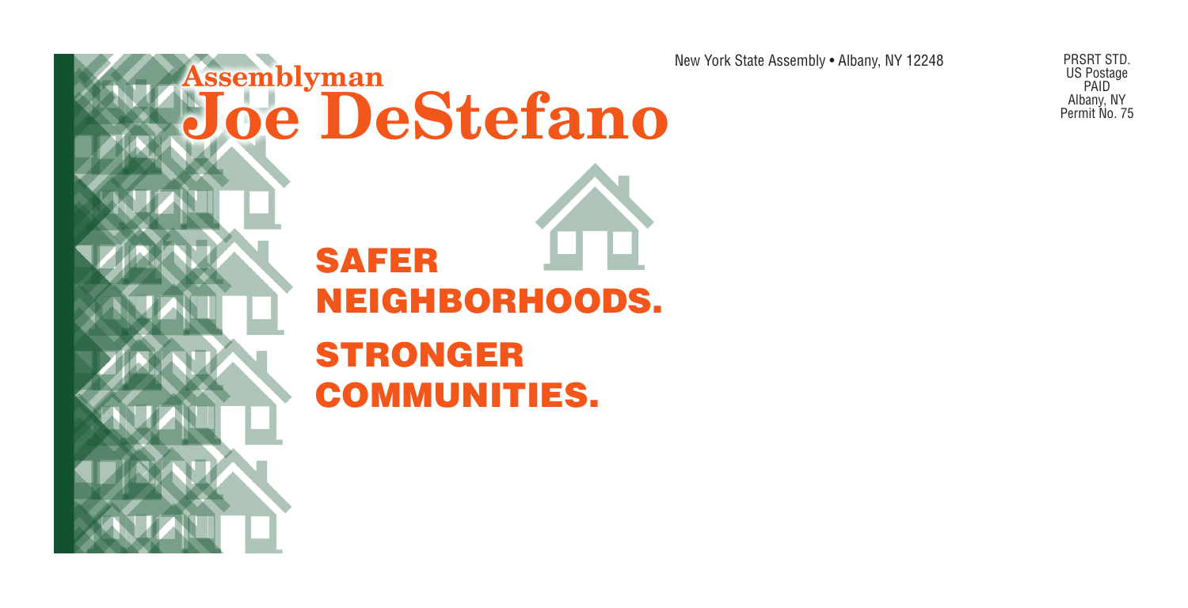New York State Assembly • Albany, NY 12248

PRSRT STD.
US Postage
PAID
Albany, NY
Permit No. 75

# Assemblyman Joe DeStefano

## SAFER NEIGHBORHOODS.

## STRONGER COMMUNITIES.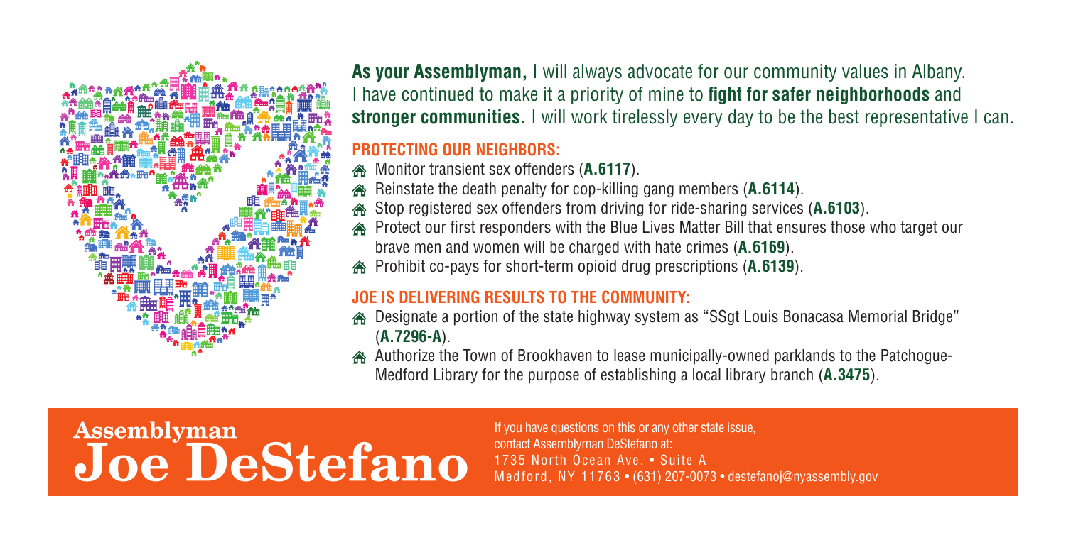**As your Assemblyman,** I will always advocate for our community values in Albany. I have continued to make it a priority of mine to **fight for safer neighborhoods** and **stronger communities.** I will work tirelessly every day to be the best representative I can.

## PROTECTING OUR NEIGHBORS:

- Monitor transient sex offenders (**A.6117**).
- Reinstate the death penalty for cop-killing gang members (**A.6114**).
- Stop registered sex offenders from driving for ride-sharing services (**A.6103**).
- Protect our first responders with the Blue Lives Matter Bill that ensures those who target our brave men and women will be charged with hate crimes (**A.6169**).
- Prohibit co-pays for short-term opioid drug prescriptions (**A.6139**).

## JOE IS DELIVERING RESULTS TO THE COMMUNITY:

- Designate a portion of the state highway system as "SSgt Louis Bonacasa Memorial Bridge" (**A.7296-A**).
- Authorize the Town of Brookhaven to lease municipally-owned parklands to the Patchogue-Medford Library for the purpose of establishing a local library branch (**A.3475**).

# Assemblyman Joe DeStefano

If you have questions on this or any other state issue, contact Assemblyman DeStefano at:
1735 North Ocean Ave. • Suite A
Medford, NY 11763 • (631) 207-0073 • destefanoj@nyassembly.gov